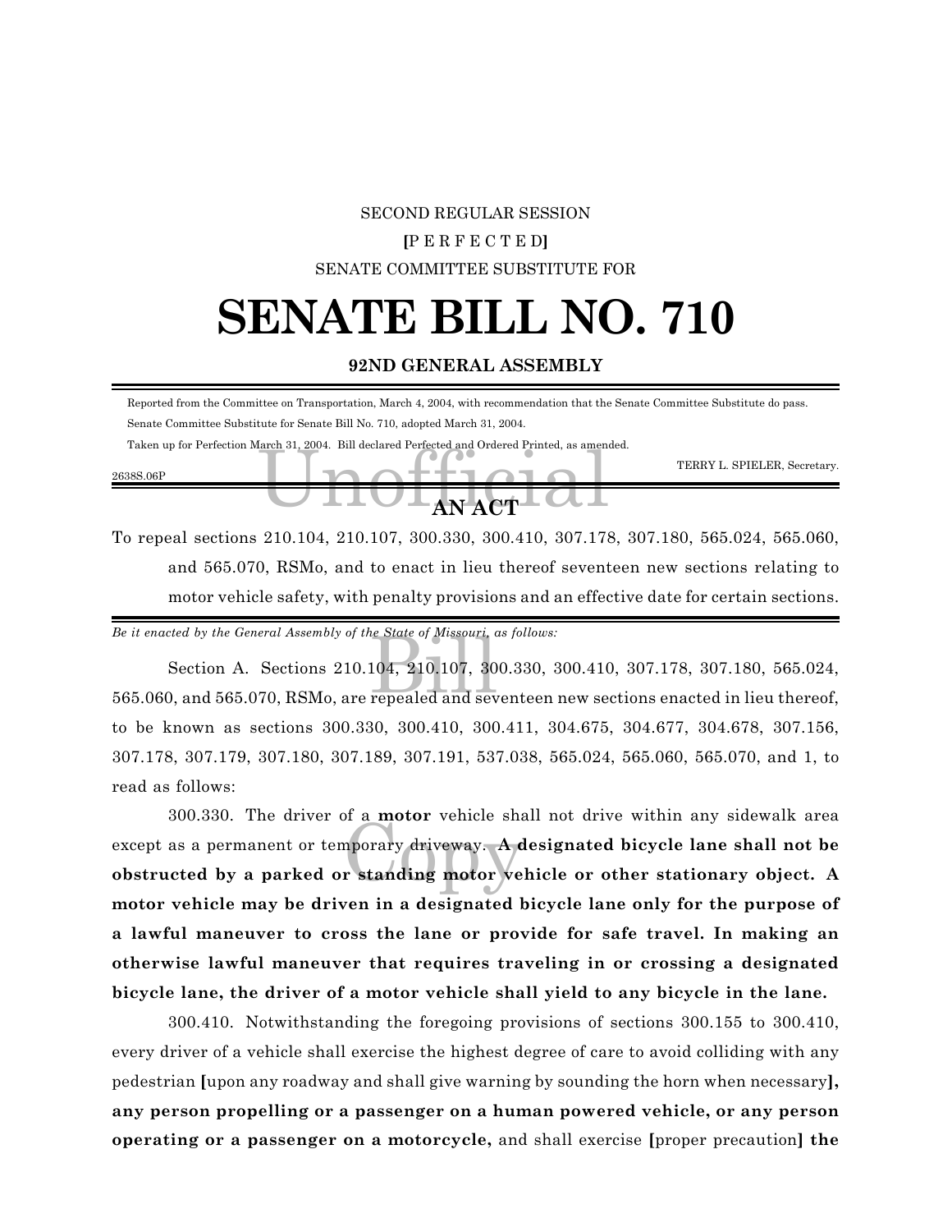SECOND REGULAR SESSION

[P E R F E C T E D]

SENATE COMMITTEE SUBSTITUTE FOR

# SENATE BILL NO. 710

**92ND GENERAL ASSEMBLY**

Reported from the Committee on Transportation, March 4, 2004, with recommendation that the Senate Committee Substitute do pass.

Senate Committee Substitute for Senate Bill No. 710, adopted March 31, 2004.

Taken up for Perfection March 31, 2004. Bill declared Perfected and Ordered Printed, as amended.

TERRY L. SPIELER, Secretary.

2638S.06P

## AN ACT

To repeal sections 210.104, 210.107, 300.330, 300.410, 307.178, 307.180, 565.024, 565.060, and 565.070, RSMo, and to enact in lieu thereof seventeen new sections relating to motor vehicle safety, with penalty provisions and an effective date for certain sections.

*Be it enacted by the General Assembly of the State of Missouri, as follows:*

Section A. Sections 210.104, 210.107, 300.330, 300.410, 307.178, 307.180, 565.024, 565.060, and 565.070, RSMo, are repealed and seventeen new sections enacted in lieu thereof, to be known as sections 300.330, 300.410, 300.411, 304.675, 304.677, 304.678, 307.156, 307.178, 307.179, 307.180, 307.189, 307.191, 537.038, 565.024, 565.060, 565.070, and 1, to read as follows:

300.330. The driver of a **motor** vehicle shall not drive within any sidewalk area except as a permanent or temporary driveway. **A designated bicycle lane shall not be obstructed by a parked or standing motor vehicle or other stationary object. A motor vehicle may be driven in a designated bicycle lane only for the purpose of a lawful maneuver to cross the lane or provide for safe travel. In making an otherwise lawful maneuver that requires traveling in or crossing a designated bicycle lane, the driver of a motor vehicle shall yield to any bicycle in the lane.**

300.410. Notwithstanding the foregoing provisions of sections 300.155 to 300.410, every driver of a vehicle shall exercise the highest degree of care to avoid colliding with any pedestrian [upon any roadway and shall give warning by sounding the horn when necessary]**, any person propelling or a passenger on a human powered vehicle, or any person operating or a passenger on a motorcycle,** and shall exercise [proper precaution] **the**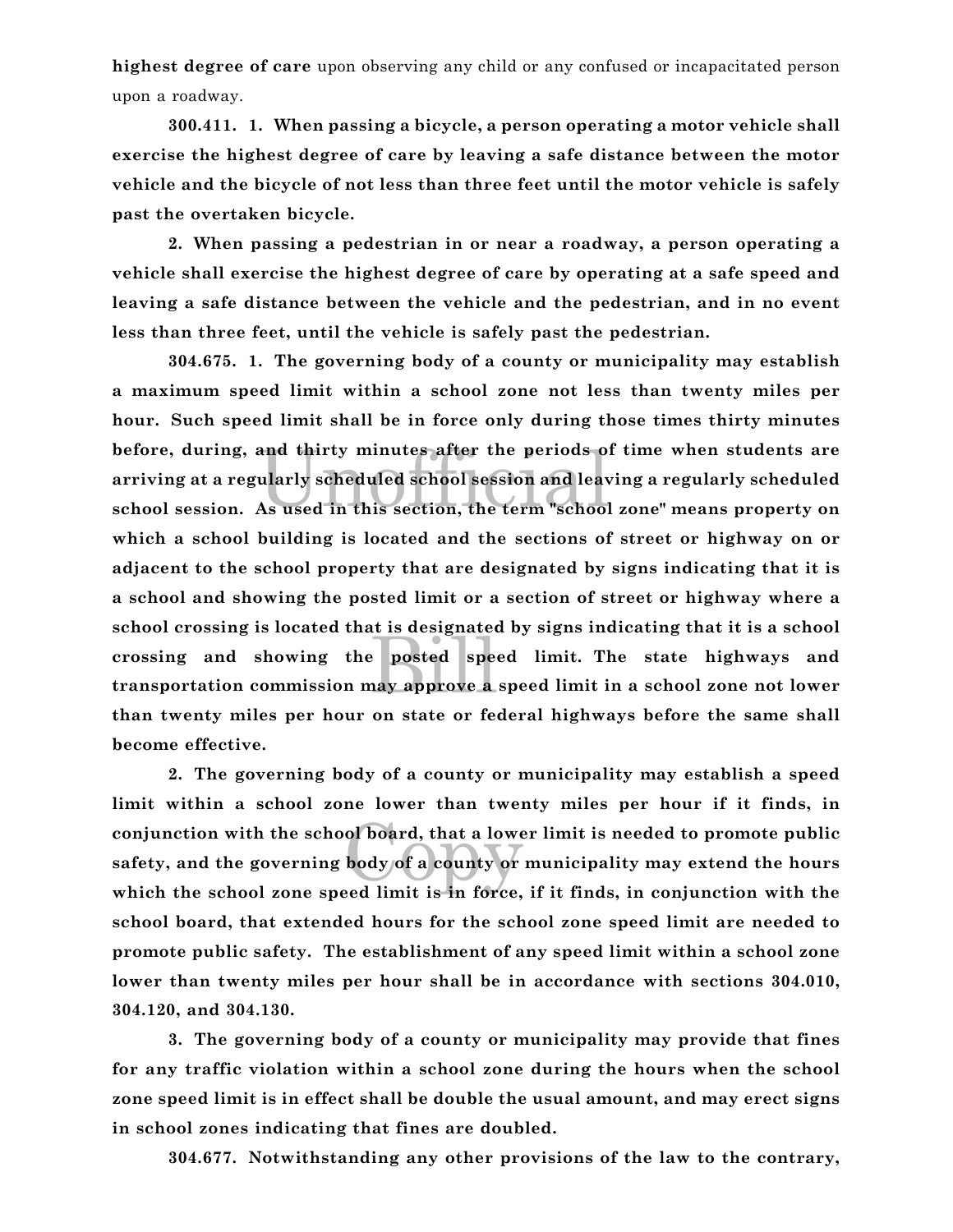**highest degree of care** upon observing any child or any confused or incapacitated person upon a roadway.

**300.411. 1. When passing a bicycle, a person operating a motor vehicle shall exercise the highest degree of care by leaving a safe distance between the motor vehicle and the bicycle of not less than three feet until the motor vehicle is safely past the overtaken bicycle.**

**2. When passing a pedestrian in or near a roadway, a person operating a vehicle shall exercise the highest degree of care by operating at a safe speed and leaving a safe distance between the vehicle and the pedestrian, and in no event less than three feet, until the vehicle is safely past the pedestrian.**

**304.675. 1. The governing body of a county or municipality may establish a maximum speed limit within a school zone not less than twenty miles per hour. Such speed limit shall be in force only during those times thirty minutes before, during, and thirty minutes after the periods of time when students are arriving at a regularly scheduled school session and leaving a regularly scheduled school session. As used in this section, the term "school zone" means property on which a school building is located and the sections of street or highway on or adjacent to the school property that are designated by signs indicating that it is a school and showing the posted limit or a section of street or highway where a school crossing is located that is designated by signs indicating that it is a school crossing and showing the posted speed limit. The state highways and transportation commission may approve a speed limit in a school zone not lower than twenty miles per hour on state or federal highways before the same shall become effective.**

**2. The governing body of a county or municipality may establish a speed limit within a school zone lower than twenty miles per hour if it finds, in conjunction with the school board, that a lower limit is needed to promote public safety, and the governing body of a county or municipality may extend the hours which the school zone speed limit is in force, if it finds, in conjunction with the school board, that extended hours for the school zone speed limit are needed to promote public safety. The establishment of any speed limit within a school zone lower than twenty miles per hour shall be in accordance with sections 304.010, 304.120, and 304.130.**

**3. The governing body of a county or municipality may provide that fines for any traffic violation within a school zone during the hours when the school zone speed limit is in effect shall be double the usual amount, and may erect signs in school zones indicating that fines are doubled.**

**304.677. Notwithstanding any other provisions of the law to the contrary,**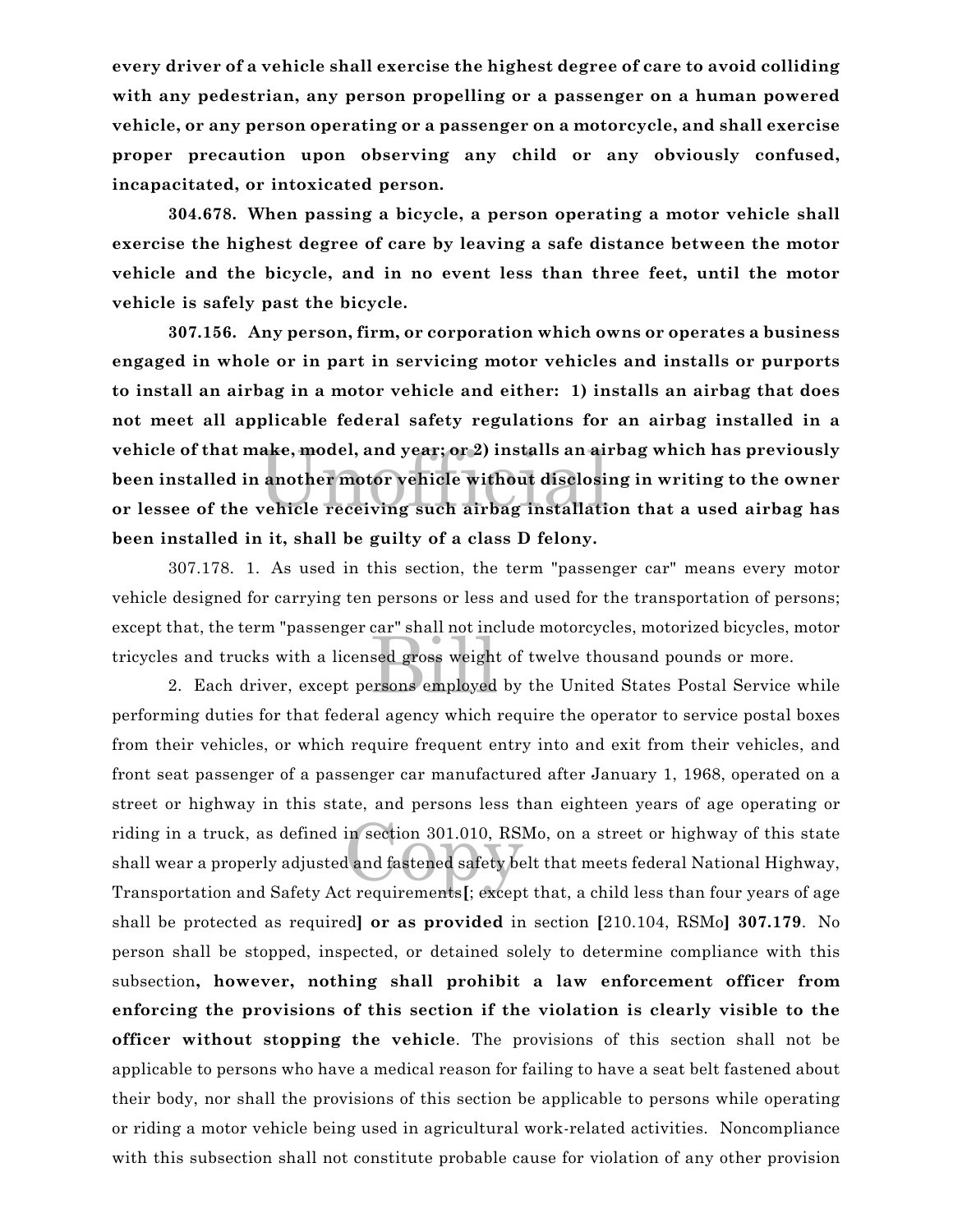**every driver of a vehicle shall exercise the highest degree of care to avoid colliding with any pedestrian, any person propelling or a passenger on a human powered vehicle, or any person operating or a passenger on a motorcycle, and shall exercise proper precaution upon observing any child or any obviously confused, incapacitated, or intoxicated person.**

**304.678. When passing a bicycle, a person operating a motor vehicle shall exercise the highest degree of care by leaving a safe distance between the motor vehicle and the bicycle, and in no event less than three feet, until the motor vehicle is safely past the bicycle.**

**307.156. Any person, firm, or corporation which owns or operates a business engaged in whole or in part in servicing motor vehicles and installs or purports to install an airbag in a motor vehicle and either: 1) installs an airbag that does not meet all applicable federal safety regulations for an airbag installed in a vehicle of that make, model, and year; or 2) installs an airbag which has previously been installed in another motor vehicle without disclosing in writing to the owner or lessee of the vehicle receiving such airbag installation that a used airbag has been installed in it, shall be guilty of a class D felony.**

307.178. 1. As used in this section, the term "passenger car" means every motor vehicle designed for carrying ten persons or less and used for the transportation of persons; except that, the term "passenger car" shall not include motorcycles, motorized bicycles, motor tricycles and trucks with a licensed gross weight of twelve thousand pounds or more.

2. Each driver, except persons employed by the United States Postal Service while performing duties for that federal agency which require the operator to service postal boxes from their vehicles, or which require frequent entry into and exit from their vehicles, and front seat passenger of a passenger car manufactured after January 1, 1968, operated on a street or highway in this state, and persons less than eighteen years of age operating or riding in a truck, as defined in section 301.010, RSMo, on a street or highway of this state shall wear a properly adjusted and fastened safety belt that meets federal National Highway, Transportation and Safety Act requirements**[**; except that, a child less than four years of age shall be protected as required**] or as provided** in section **[**210.104, RSMo**] 307.179**. No person shall be stopped, inspected, or detained solely to determine compliance with this subsection**, however, nothing shall prohibit a law enforcement officer from enforcing the provisions of this section if the violation is clearly visible to the officer without stopping the vehicle**. The provisions of this section shall not be applicable to persons who have a medical reason for failing to have a seat belt fastened about their body, nor shall the provisions of this section be applicable to persons while operating or riding a motor vehicle being used in agricultural work-related activities. Noncompliance with this subsection shall not constitute probable cause for violation of any other provision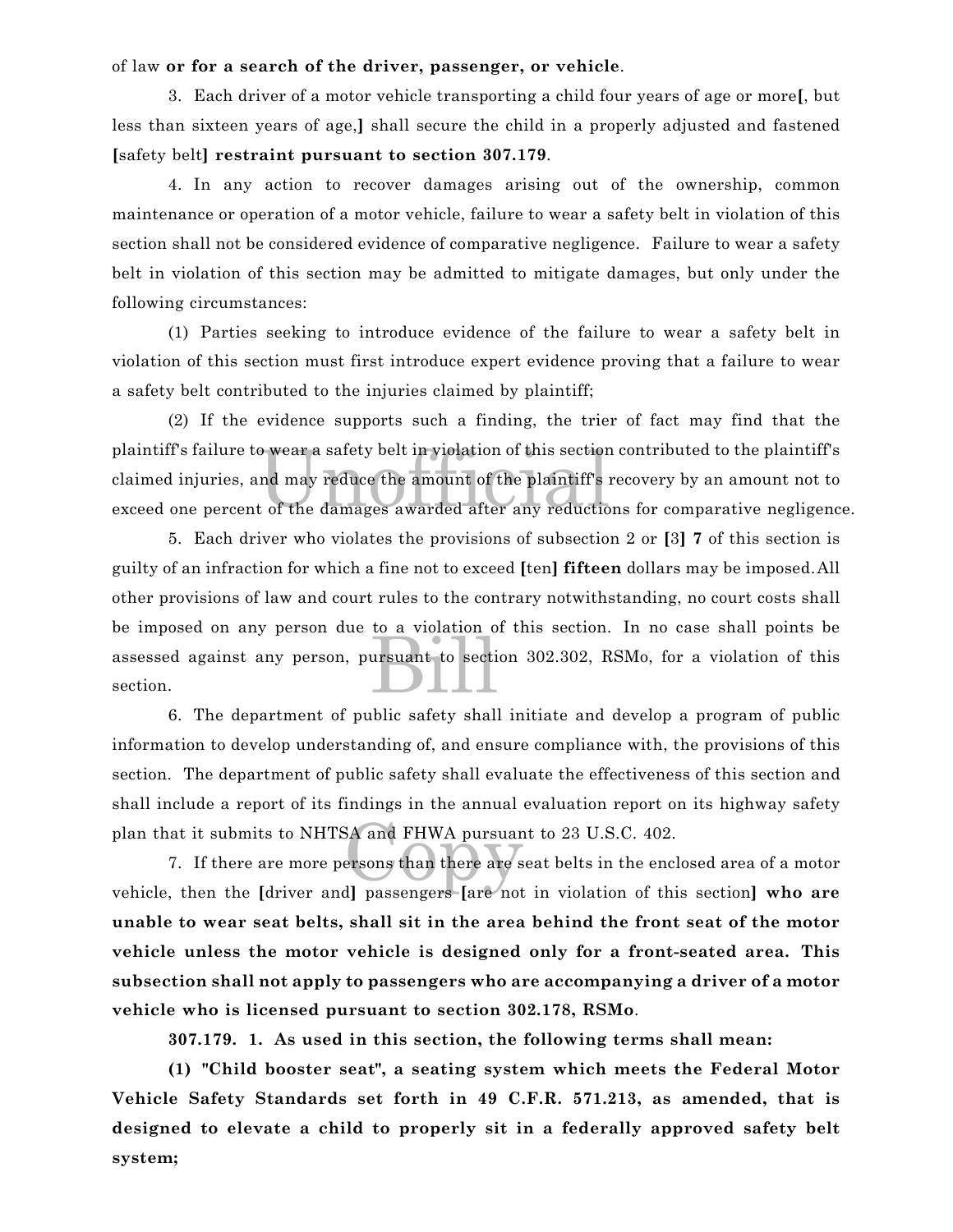of law **or for a search of the driver, passenger, or vehicle**.

3. Each driver of a motor vehicle transporting a child four years of age or more**[**, but less than sixteen years of age,**]** shall secure the child in a properly adjusted and fastened **[**safety belt**] restraint pursuant to section 307.179**.

4. In any action to recover damages arising out of the ownership, common maintenance or operation of a motor vehicle, failure to wear a safety belt in violation of this section shall not be considered evidence of comparative negligence. Failure to wear a safety belt in violation of this section may be admitted to mitigate damages, but only under the following circumstances:

(1) Parties seeking to introduce evidence of the failure to wear a safety belt in violation of this section must first introduce expert evidence proving that a failure to wear a safety belt contributed to the injuries claimed by plaintiff;

(2) If the evidence supports such a finding, the trier of fact may find that the plaintiff's failure to wear a safety belt in violation of this section contributed to the plaintiff's claimed injuries, and may reduce the amount of the plaintiff's recovery by an amount not to exceed one percent of the damages awarded after any reductions for comparative negligence.

5. Each driver who violates the provisions of subsection 2 or **[**3**] 7** of this section is guilty of an infraction for which a fine not to exceed **[**ten**] fifteen** dollars may be imposed. All other provisions of law and court rules to the contrary notwithstanding, no court costs shall be imposed on any person due to a violation of this section. In no case shall points be assessed against any person, pursuant to section 302.302, RSMo, for a violation of this section.

6. The department of public safety shall initiate and develop a program of public information to develop understanding of, and ensure compliance with, the provisions of this section. The department of public safety shall evaluate the effectiveness of this section and shall include a report of its findings in the annual evaluation report on its highway safety plan that it submits to NHTSA and FHWA pursuant to 23 U.S.C. 402.

7. If there are more persons than there are seat belts in the enclosed area of a motor vehicle, then the **[**driver and**]** passengers **[**are not in violation of this section**] who are unable to wear seat belts, shall sit in the area behind the front seat of the motor vehicle unless the motor vehicle is designed only for a front-seated area. This subsection shall not apply to passengers who are accompanying a driver of a motor vehicle who is licensed pursuant to section 302.178, RSMo**.

**307.179. 1. As used in this section, the following terms shall mean:**

**(1) "Child booster seat", a seating system which meets the Federal Motor Vehicle Safety Standards set forth in 49 C.F.R. 571.213, as amended, that is designed to elevate a child to properly sit in a federally approved safety belt system;**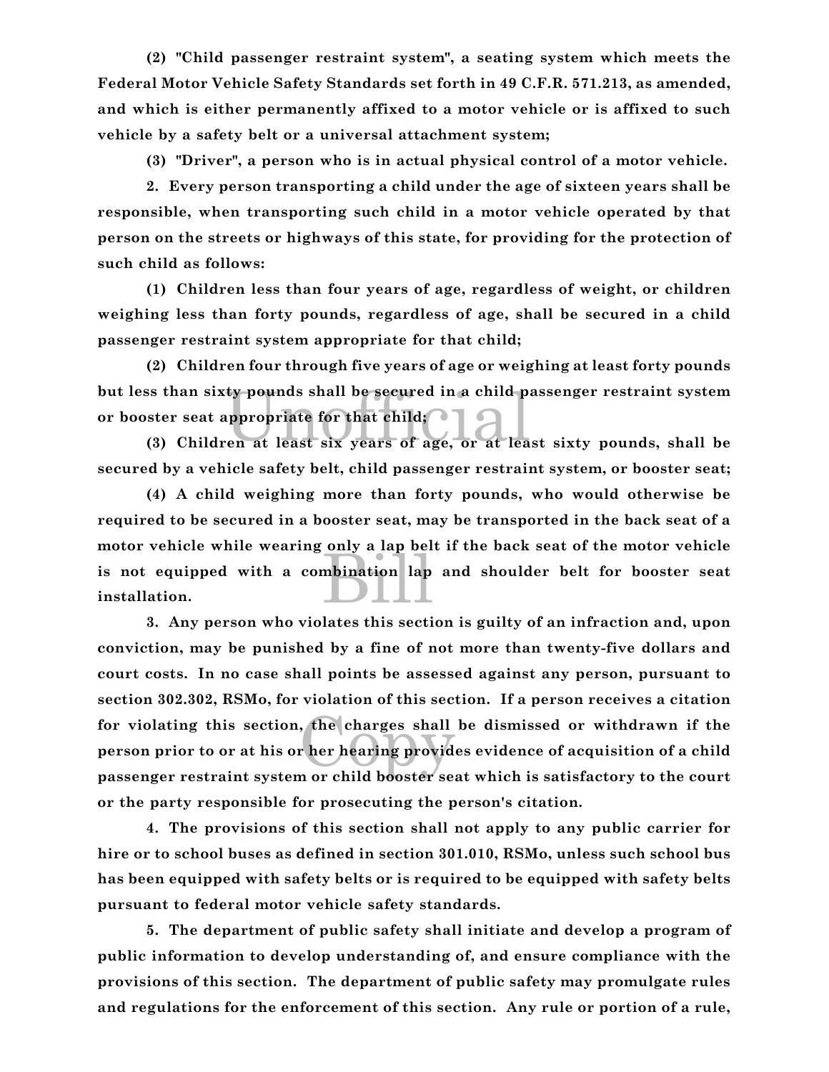**(2) "Child passenger restraint system", a seating system which meets the Federal Motor Vehicle Safety Standards set forth in 49 C.F.R. 571.213, as amended, and which is either permanently affixed to a motor vehicle or is affixed to such vehicle by a safety belt or a universal attachment system;**

**(3) "Driver", a person who is in actual physical control of a motor vehicle.**

**2. Every person transporting a child under the age of sixteen years shall be responsible, when transporting such child in a motor vehicle operated by that person on the streets or highways of this state, for providing for the protection of such child as follows:**

**(1) Children less than four years of age, regardless of weight, or children weighing less than forty pounds, regardless of age, shall be secured in a child passenger restraint system appropriate for that child;**

**(2) Children four through five years of age or weighing at least forty pounds but less than sixty pounds shall be secured in a child passenger restraint system or booster seat appropriate for that child;**

**(3) Children at least six years of age, or at least sixty pounds, shall be secured by a vehicle safety belt, child passenger restraint system, or booster seat;**

**(4) A child weighing more than forty pounds, who would otherwise be required to be secured in a booster seat, may be transported in the back seat of a motor vehicle while wearing only a lap belt if the back seat of the motor vehicle is not equipped with a combination lap and shoulder belt for booster seat installation.**

**3. Any person who violates this section is guilty of an infraction and, upon conviction, may be punished by a fine of not more than twenty-five dollars and court costs. In no case shall points be assessed against any person, pursuant to section 302.302, RSMo, for violation of this section. If a person receives a citation for violating this section, the charges shall be dismissed or withdrawn if the person prior to or at his or her hearing provides evidence of acquisition of a child passenger restraint system or child booster seat which is satisfactory to the court or the party responsible for prosecuting the person's citation.**

**4. The provisions of this section shall not apply to any public carrier for hire or to school buses as defined in section 301.010, RSMo, unless such school bus has been equipped with safety belts or is required to be equipped with safety belts pursuant to federal motor vehicle safety standards.**

**5. The department of public safety shall initiate and develop a program of public information to develop understanding of, and ensure compliance with the provisions of this section. The department of public safety may promulgate rules and regulations for the enforcement of this section. Any rule or portion of a rule,**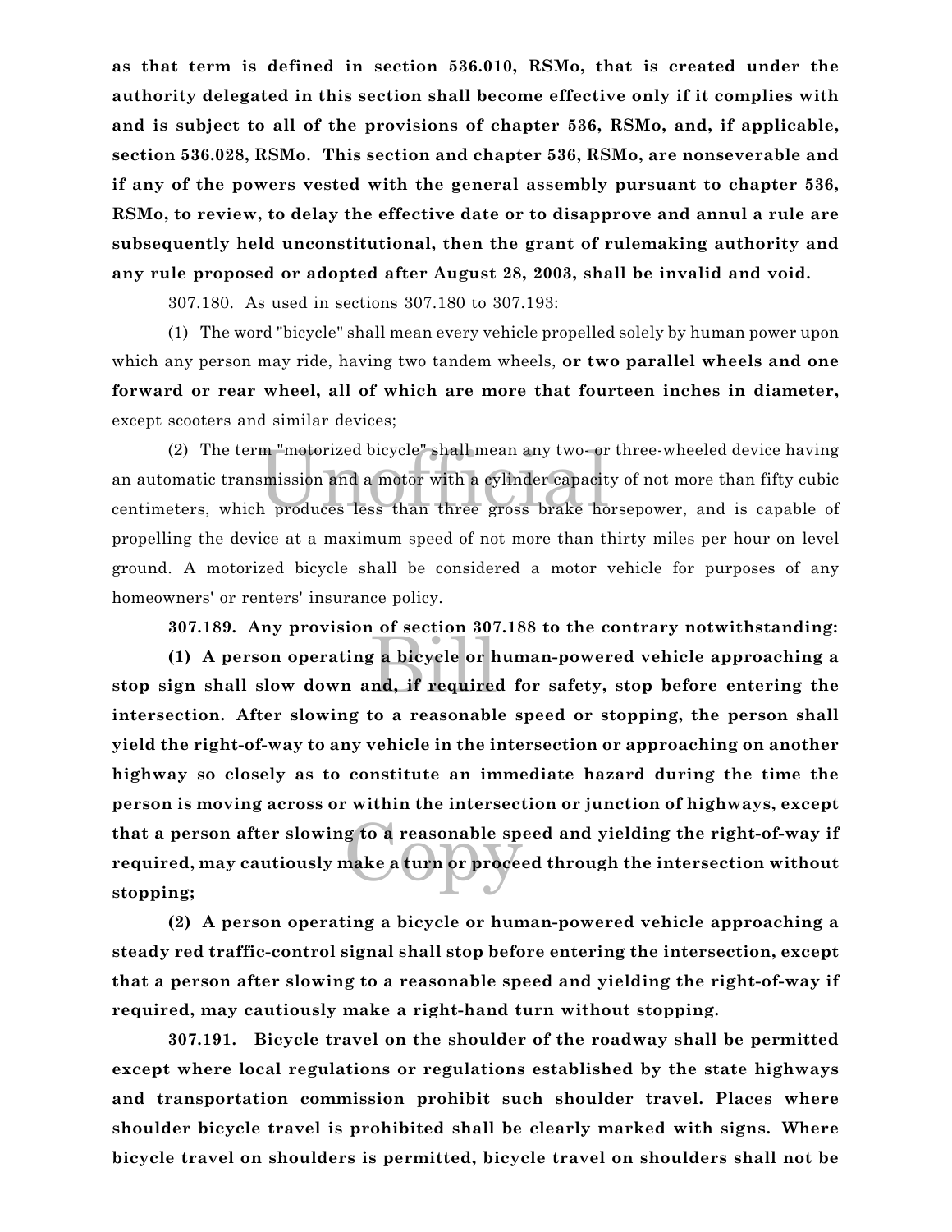**as that term is defined in section 536.010, RSMo, that is created under the authority delegated in this section shall become effective only if it complies with and is subject to all of the provisions of chapter 536, RSMo, and, if applicable, section 536.028, RSMo. This section and chapter 536, RSMo, are nonseverable and if any of the powers vested with the general assembly pursuant to chapter 536, RSMo, to review, to delay the effective date or to disapprove and annul a rule are subsequently held unconstitutional, then the grant of rulemaking authority and any rule proposed or adopted after August 28, 2003, shall be invalid and void.**

307.180. As used in sections 307.180 to 307.193:

(1) The word "bicycle" shall mean every vehicle propelled solely by human power upon which any person may ride, having two tandem wheels, **or two parallel wheels and one forward or rear wheel, all of which are more that fourteen inches in diameter,** except scooters and similar devices;

(2) The term "motorized bicycle" shall mean any two- or three-wheeled device having an automatic transmission and a motor with a cylinder capacity of not more than fifty cubic centimeters, which produces less than three gross brake horsepower, and is capable of propelling the device at a maximum speed of not more than thirty miles per hour on level ground. A motorized bicycle shall be considered a motor vehicle for purposes of any homeowners' or renters' insurance policy.

**307.189. Any provision of section 307.188 to the contrary notwithstanding:**

**(1) A person operating a bicycle or human-powered vehicle approaching a stop sign shall slow down and, if required for safety, stop before entering the intersection. After slowing to a reasonable speed or stopping, the person shall yield the right-of-way to any vehicle in the intersection or approaching on another highway so closely as to constitute an immediate hazard during the time the person is moving across or within the intersection or junction of highways, except that a person after slowing to a reasonable speed and yielding the right-of-way if required, may cautiously make a turn or proceed through the intersection without stopping;**

**(2) A person operating a bicycle or human-powered vehicle approaching a steady red traffic-control signal shall stop before entering the intersection, except that a person after slowing to a reasonable speed and yielding the right-of-way if required, may cautiously make a right-hand turn without stopping.**

**307.191. Bicycle travel on the shoulder of the roadway shall be permitted except where local regulations or regulations established by the state highways and transportation commission prohibit such shoulder travel. Places where shoulder bicycle travel is prohibited shall be clearly marked with signs. Where bicycle travel on shoulders is permitted, bicycle travel on shoulders shall not be**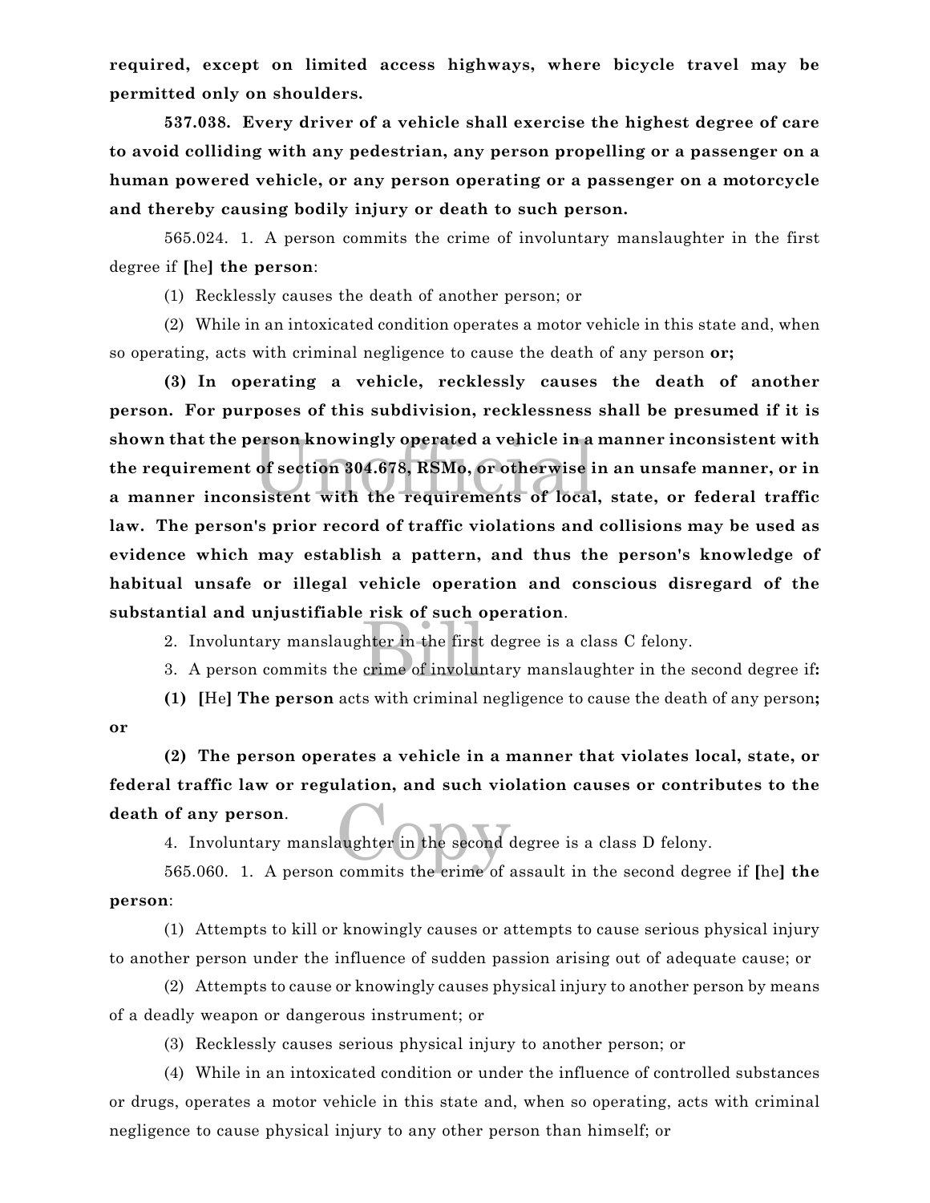**required, except on limited access highways, where bicycle travel may be permitted only on shoulders.**

**537.038. Every driver of a vehicle shall exercise the highest degree of care to avoid colliding with any pedestrian, any person propelling or a passenger on a human powered vehicle, or any person operating or a passenger on a motorcycle and thereby causing bodily injury or death to such person.**

565.024. 1. A person commits the crime of involuntary manslaughter in the first degree if **[**he**] the person**:

(1) Recklessly causes the death of another person; or

(2) While in an intoxicated condition operates a motor vehicle in this state and, when so operating, acts with criminal negligence to cause the death of any person **or;**

**(3) In operating a vehicle, recklessly causes the death of another person. For purposes of this subdivision, recklessness shall be presumed if it is shown that the person knowingly operated a vehicle in a manner inconsistent with the requirement of section 304.678, RSMo, or otherwise in an unsafe manner, or in a manner inconsistent with the requirements of local, state, or federal traffic law. The person's prior record of traffic violations and collisions may be used as evidence which may establish a pattern, and thus the person's knowledge of habitual unsafe or illegal vehicle operation and conscious disregard of the substantial and unjustifiable risk of such operation**.

2. Involuntary manslaughter in the first degree is a class C felony.

3. A person commits the crime of involuntary manslaughter in the second degree if**:**

**(1) [**He**] The person** acts with criminal negligence to cause the death of any person**; or**

**(2) The person operates a vehicle in a manner that violates local, state, or federal traffic law or regulation, and such violation causes or contributes to the death of any person**.

4. Involuntary manslaughter in the second degree is a class D felony.

565.060. 1. A person commits the crime of assault in the second degree if **[**he**] the person**:

(1) Attempts to kill or knowingly causes or attempts to cause serious physical injury to another person under the influence of sudden passion arising out of adequate cause; or

(2) Attempts to cause or knowingly causes physical injury to another person by means of a deadly weapon or dangerous instrument; or

(3) Recklessly causes serious physical injury to another person; or

(4) While in an intoxicated condition or under the influence of controlled substances or drugs, operates a motor vehicle in this state and, when so operating, acts with criminal negligence to cause physical injury to any other person than himself; or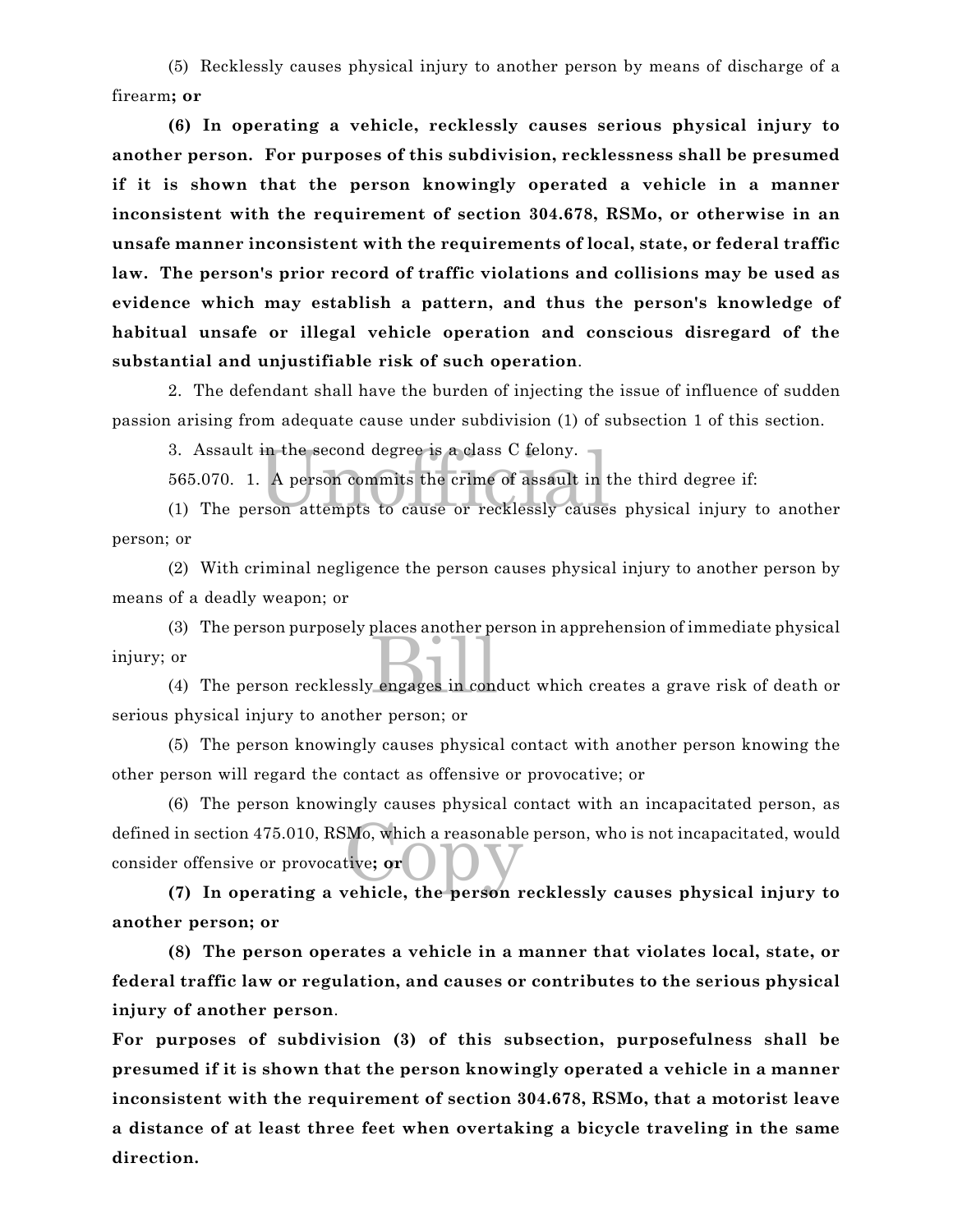(5) Recklessly causes physical injury to another person by means of discharge of a firearm**; or**

**(6) In operating a vehicle, recklessly causes serious physical injury to another person. For purposes of this subdivision, recklessness shall be presumed if it is shown that the person knowingly operated a vehicle in a manner inconsistent with the requirement of section 304.678, RSMo, or otherwise in an unsafe manner inconsistent with the requirements of local, state, or federal traffic law. The person's prior record of traffic violations and collisions may be used as evidence which may establish a pattern, and thus the person's knowledge of habitual unsafe or illegal vehicle operation and conscious disregard of the substantial and unjustifiable risk of such operation**.

2. The defendant shall have the burden of injecting the issue of influence of sudden passion arising from adequate cause under subdivision (1) of subsection 1 of this section.

3. Assault in the second degree is a class C felony.

565.070. 1. A person commits the crime of assault in the third degree if:

(1) The person attempts to cause or recklessly causes physical injury to another person; or

(2) With criminal negligence the person causes physical injury to another person by means of a deadly weapon; or

(3) The person purposely places another person in apprehension of immediate physical injury; or

(4) The person recklessly engages in conduct which creates a grave risk of death or serious physical injury to another person; or

(5) The person knowingly causes physical contact with another person knowing the other person will regard the contact as offensive or provocative; or

(6) The person knowingly causes physical contact with an incapacitated person, as defined in section 475.010, RSMo, which a reasonable person, who is not incapacitated, would consider offensive or provocative**; or**

**(7) In operating a vehicle, the person recklessly causes physical injury to another person; or**

**(8) The person operates a vehicle in a manner that violates local, state, or federal traffic law or regulation, and causes or contributes to the serious physical injury of another person**.

**For purposes of subdivision (3) of this subsection, purposefulness shall be presumed if it is shown that the person knowingly operated a vehicle in a manner inconsistent with the requirement of section 304.678, RSMo, that a motorist leave a distance of at least three feet when overtaking a bicycle traveling in the same direction.**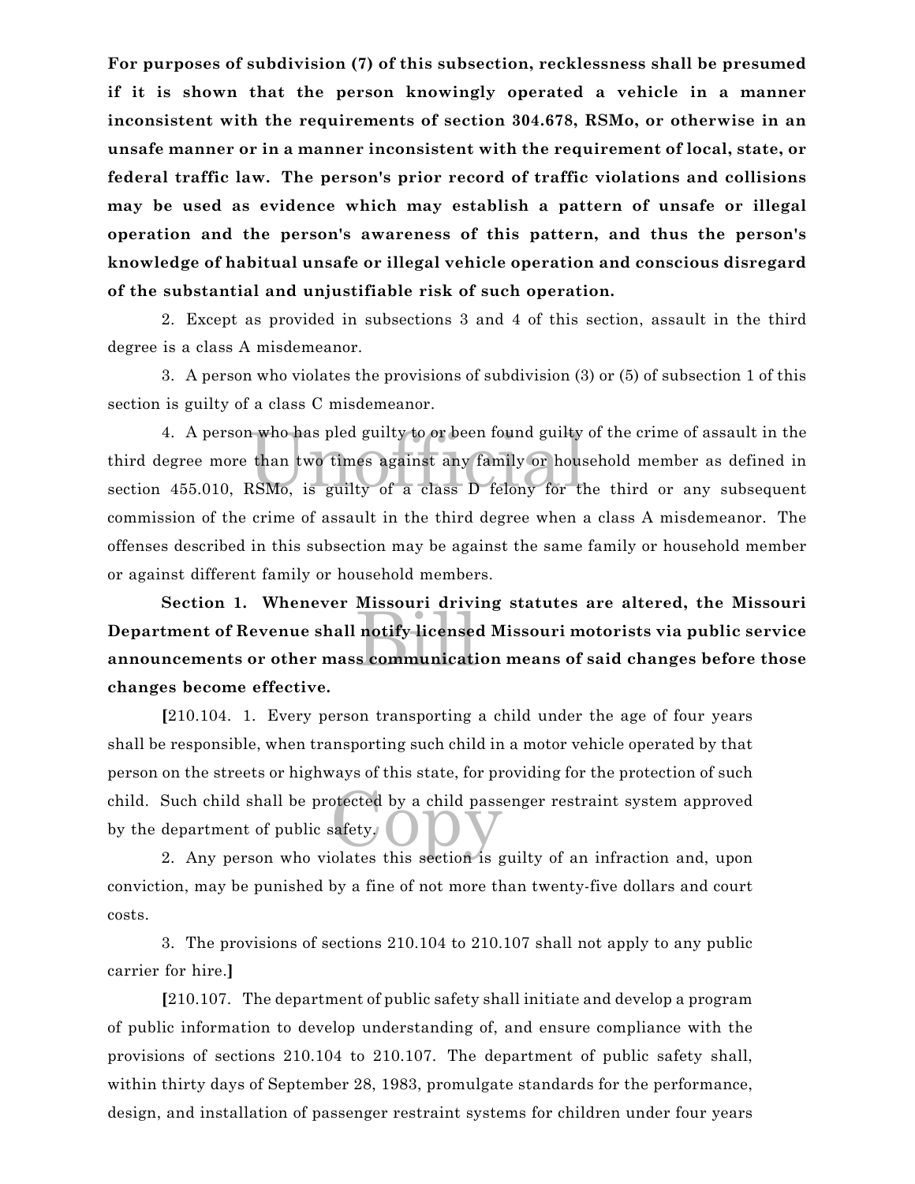**For purposes of subdivision (7) of this subsection, recklessness shall be presumed if it is shown that the person knowingly operated a vehicle in a manner inconsistent with the requirements of section 304.678, RSMo, or otherwise in an unsafe manner or in a manner inconsistent with the requirement of local, state, or federal traffic law. The person's prior record of traffic violations and collisions may be used as evidence which may establish a pattern of unsafe or illegal operation and the person's awareness of this pattern, and thus the person's knowledge of habitual unsafe or illegal vehicle operation and conscious disregard of the substantial and unjustifiable risk of such operation.**

2. Except as provided in subsections 3 and 4 of this section, assault in the third degree is a class A misdemeanor.

3. A person who violates the provisions of subdivision (3) or (5) of subsection 1 of this section is guilty of a class C misdemeanor.

4. A person who has pled guilty to or been found guilty of the crime of assault in the third degree more than two times against any family or household member as defined in section 455.010, RSMo, is guilty of a class D felony for the third or any subsequent commission of the crime of assault in the third degree when a class A misdemeanor. The offenses described in this subsection may be against the same family or household member or against different family or household members.

**Section 1. Whenever Missouri driving statutes are altered, the Missouri Department of Revenue shall notify licensed Missouri motorists via public service announcements or other mass communication means of said changes before those changes become effective.**

**[**210.104. 1. Every person transporting a child under the age of four years shall be responsible, when transporting such child in a motor vehicle operated by that person on the streets or highways of this state, for providing for the protection of such child. Such child shall be protected by a child passenger restraint system approved by the department of public safety.

2. Any person who violates this section is guilty of an infraction and, upon conviction, may be punished by a fine of not more than twenty-five dollars and court costs.

3. The provisions of sections 210.104 to 210.107 shall not apply to any public carrier for hire.**]**

**[**210.107. The department of public safety shall initiate and develop a program of public information to develop understanding of, and ensure compliance with the provisions of sections 210.104 to 210.107. The department of public safety shall, within thirty days of September 28, 1983, promulgate standards for the performance, design, and installation of passenger restraint systems for children under four years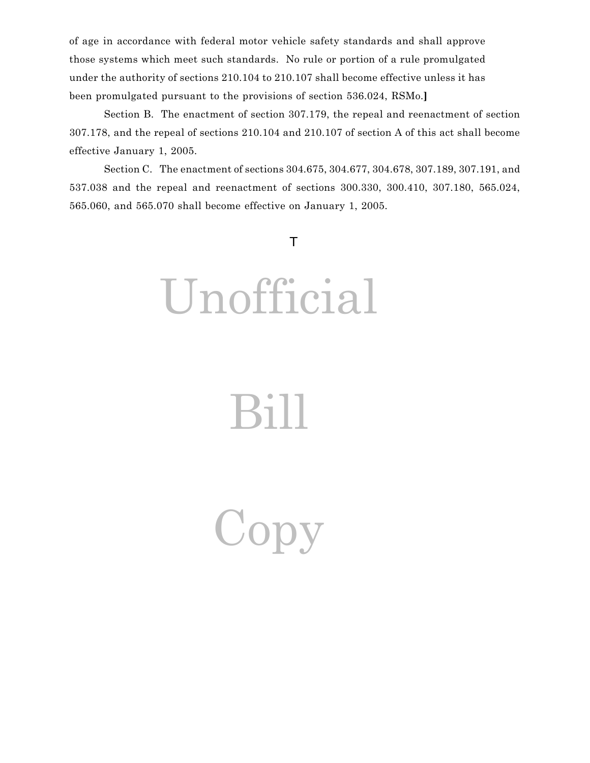of age in accordance with federal motor vehicle safety standards and shall approve those systems which meet such standards. No rule or portion of a rule promulgated under the authority of sections 210.104 to 210.107 shall become effective unless it has been promulgated pursuant to the provisions of section 536.024, RSMo.**]**

Section B. The enactment of section 307.179, the repeal and reenactment of section 307.178, and the repeal of sections 210.104 and 210.107 of section A of this act shall become effective January 1, 2005.

Section C. The enactment of sections 304.675, 304.677, 304.678, 307.189, 307.191, and 537.038 and the repeal and reenactment of sections 300.330, 300.410, 307.180, 565.024, 565.060, and 565.070 shall become effective on January 1, 2005.

T

Unofficial

Bill

Copy